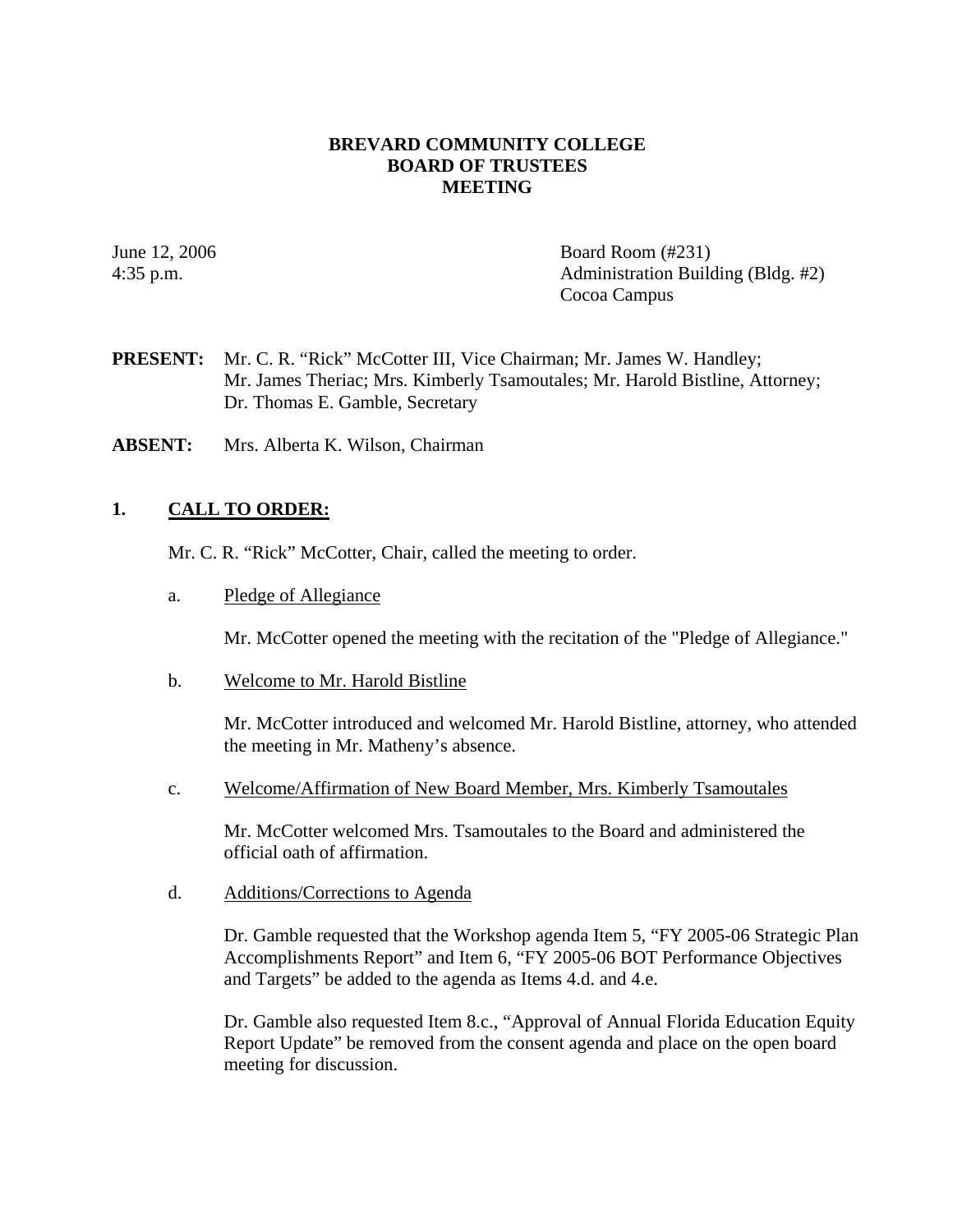# BREVARD COMMUNITY COLLEGE
# BOARD OF TRUSTEES
# MEETING

June 12, 2006
4:35 p.m.

Board Room (#231)
Administration Building (Bldg. #2)
Cocoa Campus

**PRESENT:** Mr. C. R. "Rick" McCotter III, Vice Chairman; Mr. James W. Handley; Mr. James Theriac; Mrs. Kimberly Tsamoutales; Mr. Harold Bistline, Attorney; Dr. Thomas E. Gamble, Secretary

**ABSENT:** Mrs. Alberta K. Wilson, Chairman

## 1. CALL TO ORDER:

Mr. C. R. "Rick" McCotter, Chair, called the meeting to order.

a. Pledge of Allegiance

Mr. McCotter opened the meeting with the recitation of the "Pledge of Allegiance."

b. Welcome to Mr. Harold Bistline

Mr. McCotter introduced and welcomed Mr. Harold Bistline, attorney, who attended the meeting in Mr. Matheny's absence.

c. Welcome/Affirmation of New Board Member, Mrs. Kimberly Tsamoutales

Mr. McCotter welcomed Mrs. Tsamoutales to the Board and administered the official oath of affirmation.

d. Additions/Corrections to Agenda

Dr. Gamble requested that the Workshop agenda Item 5, "FY 2005-06 Strategic Plan Accomplishments Report" and Item 6, "FY 2005-06 BOT Performance Objectives and Targets" be added to the agenda as Items 4.d. and 4.e.

Dr. Gamble also requested Item 8.c., "Approval of Annual Florida Education Equity Report Update" be removed from the consent agenda and place on the open board meeting for discussion.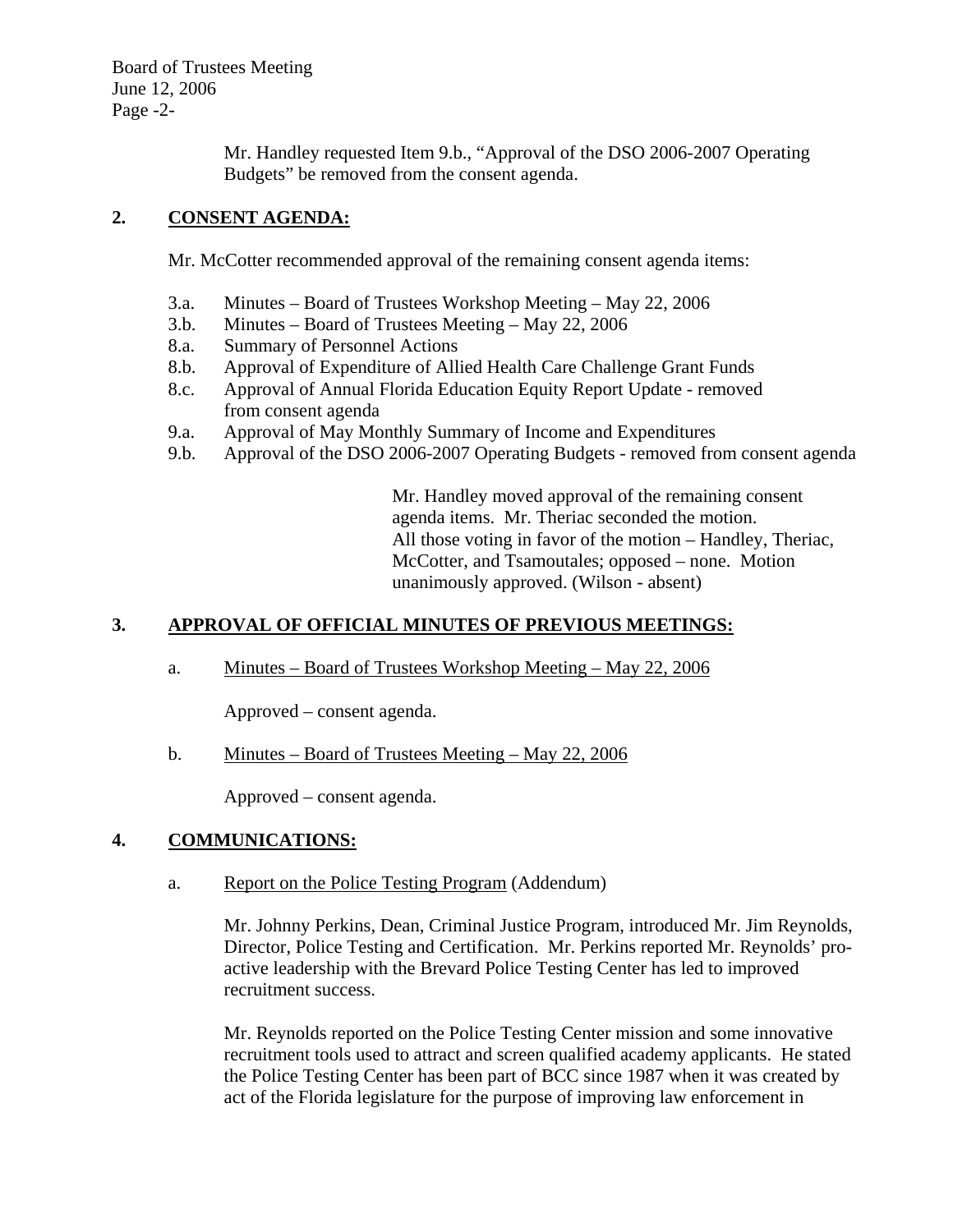Mr. Handley requested Item 9.b., "Approval of the DSO 2006-2007 Operating Budgets" be removed from the consent agenda.

## 2. CONSENT AGENDA:

Mr. McCotter recommended approval of the remaining consent agenda items:

- 3.a. Minutes – Board of Trustees Workshop Meeting – May 22, 2006
- 3.b. Minutes – Board of Trustees Meeting – May 22, 2006
- 8.a. Summary of Personnel Actions
- 8.b. Approval of Expenditure of Allied Health Care Challenge Grant Funds
- 8.c. Approval of Annual Florida Education Equity Report Update - removed from consent agenda
- 9.a. Approval of May Monthly Summary of Income and Expenditures
- 9.b. Approval of the DSO 2006-2007 Operating Budgets - removed from consent agenda

Mr. Handley moved approval of the remaining consent agenda items. Mr. Theriac seconded the motion. All those voting in favor of the motion – Handley, Theriac, McCotter, and Tsamoutales; opposed – none. Motion unanimously approved. (Wilson - absent)

## 3. APPROVAL OF OFFICIAL MINUTES OF PREVIOUS MEETINGS:

a. Minutes – Board of Trustees Workshop Meeting – May 22, 2006

Approved – consent agenda.

b. Minutes – Board of Trustees Meeting – May 22, 2006

Approved – consent agenda.

## 4. COMMUNICATIONS:

a. Report on the Police Testing Program (Addendum)

Mr. Johnny Perkins, Dean, Criminal Justice Program, introduced Mr. Jim Reynolds, Director, Police Testing and Certification. Mr. Perkins reported Mr. Reynolds' pro-active leadership with the Brevard Police Testing Center has led to improved recruitment success.

Mr. Reynolds reported on the Police Testing Center mission and some innovative recruitment tools used to attract and screen qualified academy applicants. He stated the Police Testing Center has been part of BCC since 1987 when it was created by act of the Florida legislature for the purpose of improving law enforcement in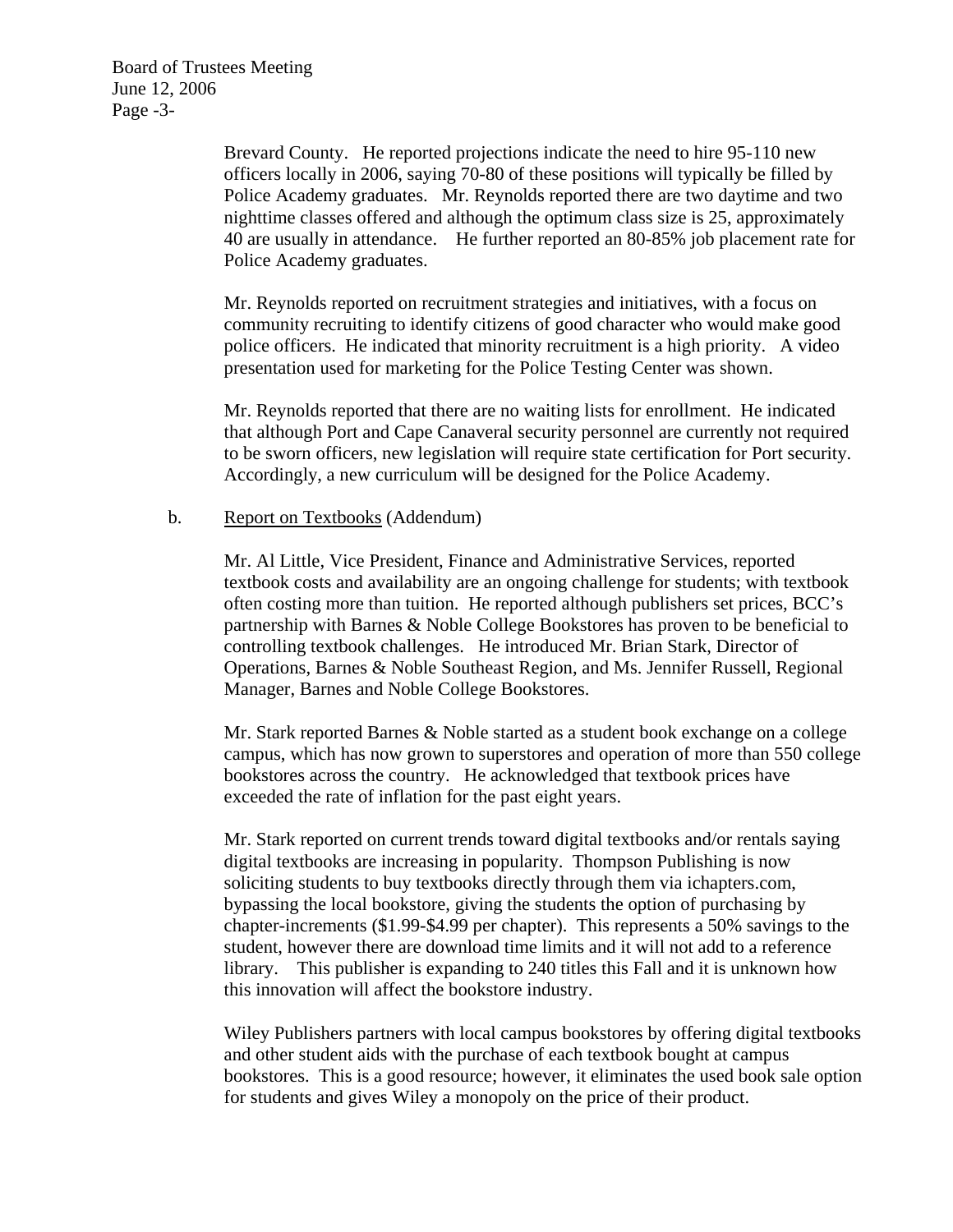Brevard County. He reported projections indicate the need to hire 95-110 new officers locally in 2006, saying 70-80 of these positions will typically be filled by Police Academy graduates. Mr. Reynolds reported there are two daytime and two nighttime classes offered and although the optimum class size is 25, approximately 40 are usually in attendance. He further reported an 80-85% job placement rate for Police Academy graduates.

Mr. Reynolds reported on recruitment strategies and initiatives, with a focus on community recruiting to identify citizens of good character who would make good police officers. He indicated that minority recruitment is a high priority. A video presentation used for marketing for the Police Testing Center was shown.

Mr. Reynolds reported that there are no waiting lists for enrollment. He indicated that although Port and Cape Canaveral security personnel are currently not required to be sworn officers, new legislation will require state certification for Port security. Accordingly, a new curriculum will be designed for the Police Academy.

b. Report on Textbooks (Addendum)

Mr. Al Little, Vice President, Finance and Administrative Services, reported textbook costs and availability are an ongoing challenge for students; with textbook often costing more than tuition. He reported although publishers set prices, BCC's partnership with Barnes & Noble College Bookstores has proven to be beneficial to controlling textbook challenges. He introduced Mr. Brian Stark, Director of Operations, Barnes & Noble Southeast Region, and Ms. Jennifer Russell, Regional Manager, Barnes and Noble College Bookstores.

Mr. Stark reported Barnes & Noble started as a student book exchange on a college campus, which has now grown to superstores and operation of more than 550 college bookstores across the country. He acknowledged that textbook prices have exceeded the rate of inflation for the past eight years.

Mr. Stark reported on current trends toward digital textbooks and/or rentals saying digital textbooks are increasing in popularity. Thompson Publishing is now soliciting students to buy textbooks directly through them via ichapters.com, bypassing the local bookstore, giving the students the option of purchasing by chapter-increments ($1.99-$4.99 per chapter). This represents a 50% savings to the student, however there are download time limits and it will not add to a reference library. This publisher is expanding to 240 titles this Fall and it is unknown how this innovation will affect the bookstore industry.

Wiley Publishers partners with local campus bookstores by offering digital textbooks and other student aids with the purchase of each textbook bought at campus bookstores. This is a good resource; however, it eliminates the used book sale option for students and gives Wiley a monopoly on the price of their product.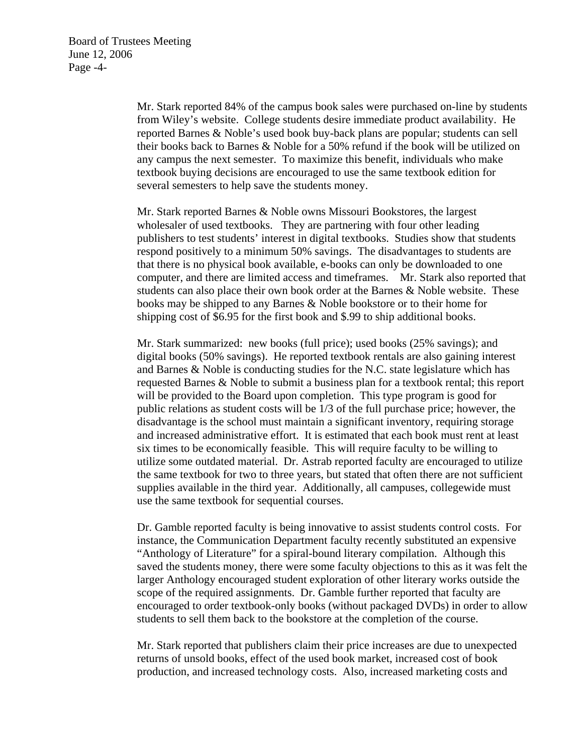Mr. Stark reported 84% of the campus book sales were purchased on-line by students from Wiley's website. College students desire immediate product availability. He reported Barnes & Noble's used book buy-back plans are popular; students can sell their books back to Barnes & Noble for a 50% refund if the book will be utilized on any campus the next semester. To maximize this benefit, individuals who make textbook buying decisions are encouraged to use the same textbook edition for several semesters to help save the students money.

Mr. Stark reported Barnes & Noble owns Missouri Bookstores, the largest wholesaler of used textbooks. They are partnering with four other leading publishers to test students' interest in digital textbooks. Studies show that students respond positively to a minimum 50% savings. The disadvantages to students are that there is no physical book available, e-books can only be downloaded to one computer, and there are limited access and timeframes. Mr. Stark also reported that students can also place their own book order at the Barnes & Noble website. These books may be shipped to any Barnes & Noble bookstore or to their home for shipping cost of $6.95 for the first book and $.99 to ship additional books.

Mr. Stark summarized: new books (full price); used books (25% savings); and digital books (50% savings). He reported textbook rentals are also gaining interest and Barnes & Noble is conducting studies for the N.C. state legislature which has requested Barnes & Noble to submit a business plan for a textbook rental; this report will be provided to the Board upon completion. This type program is good for public relations as student costs will be 1/3 of the full purchase price; however, the disadvantage is the school must maintain a significant inventory, requiring storage and increased administrative effort. It is estimated that each book must rent at least six times to be economically feasible. This will require faculty to be willing to utilize some outdated material. Dr. Astrab reported faculty are encouraged to utilize the same textbook for two to three years, but stated that often there are not sufficient supplies available in the third year. Additionally, all campuses, collegewide must use the same textbook for sequential courses.

Dr. Gamble reported faculty is being innovative to assist students control costs. For instance, the Communication Department faculty recently substituted an expensive "Anthology of Literature" for a spiral-bound literary compilation. Although this saved the students money, there were some faculty objections to this as it was felt the larger Anthology encouraged student exploration of other literary works outside the scope of the required assignments. Dr. Gamble further reported that faculty are encouraged to order textbook-only books (without packaged DVDs) in order to allow students to sell them back to the bookstore at the completion of the course.

Mr. Stark reported that publishers claim their price increases are due to unexpected returns of unsold books, effect of the used book market, increased cost of book production, and increased technology costs. Also, increased marketing costs and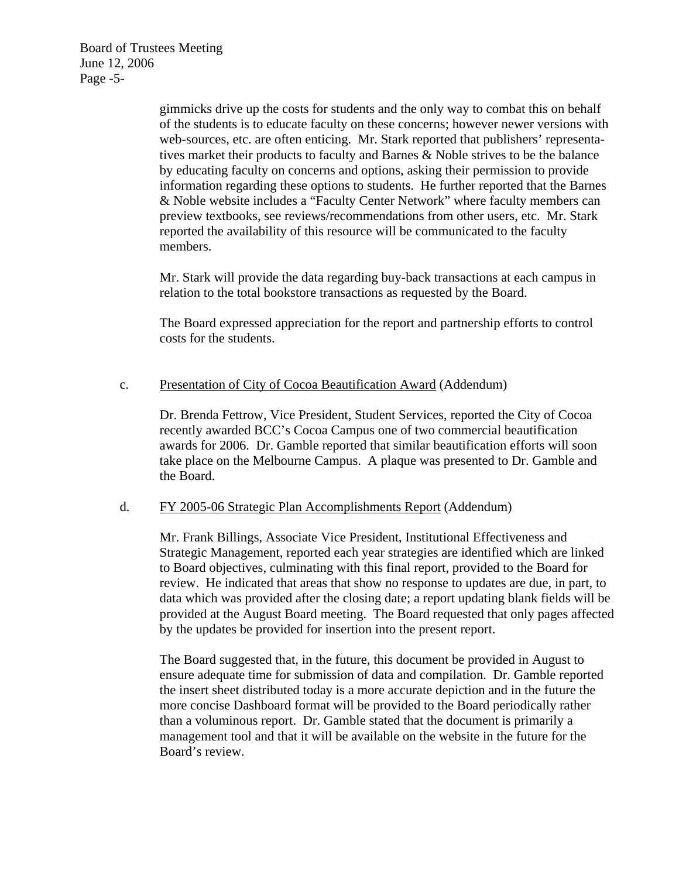gimmicks drive up the costs for students and the only way to combat this on behalf of the students is to educate faculty on these concerns; however newer versions with web-sources, etc. are often enticing. Mr. Stark reported that publishers' representatives market their products to faculty and Barnes & Noble strives to be the balance by educating faculty on concerns and options, asking their permission to provide information regarding these options to students. He further reported that the Barnes & Noble website includes a "Faculty Center Network" where faculty members can preview textbooks, see reviews/recommendations from other users, etc. Mr. Stark reported the availability of this resource will be communicated to the faculty members.

Mr. Stark will provide the data regarding buy-back transactions at each campus in relation to the total bookstore transactions as requested by the Board.

The Board expressed appreciation for the report and partnership efforts to control costs for the students.

c. Presentation of City of Cocoa Beautification Award (Addendum)

Dr. Brenda Fettrow, Vice President, Student Services, reported the City of Cocoa recently awarded BCC's Cocoa Campus one of two commercial beautification awards for 2006. Dr. Gamble reported that similar beautification efforts will soon take place on the Melbourne Campus. A plaque was presented to Dr. Gamble and the Board.

d. FY 2005-06 Strategic Plan Accomplishments Report (Addendum)

Mr. Frank Billings, Associate Vice President, Institutional Effectiveness and Strategic Management, reported each year strategies are identified which are linked to Board objectives, culminating with this final report, provided to the Board for review. He indicated that areas that show no response to updates are due, in part, to data which was provided after the closing date; a report updating blank fields will be provided at the August Board meeting. The Board requested that only pages affected by the updates be provided for insertion into the present report.

The Board suggested that, in the future, this document be provided in August to ensure adequate time for submission of data and compilation. Dr. Gamble reported the insert sheet distributed today is a more accurate depiction and in the future the more concise Dashboard format will be provided to the Board periodically rather than a voluminous report. Dr. Gamble stated that the document is primarily a management tool and that it will be available on the website in the future for the Board's review.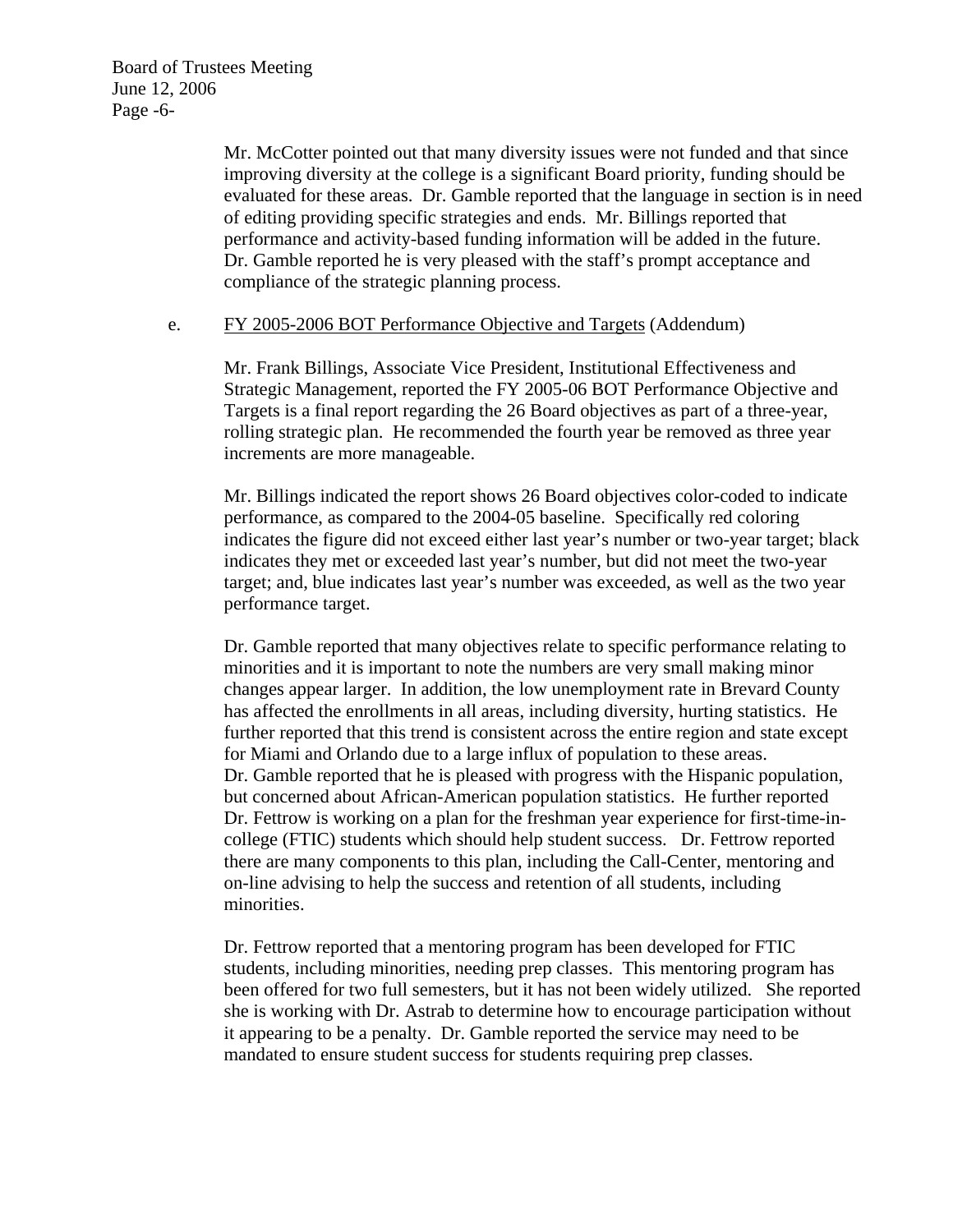Mr. McCotter pointed out that many diversity issues were not funded and that since improving diversity at the college is a significant Board priority, funding should be evaluated for these areas. Dr. Gamble reported that the language in section is in need of editing providing specific strategies and ends. Mr. Billings reported that performance and activity-based funding information will be added in the future. Dr. Gamble reported he is very pleased with the staff's prompt acceptance and compliance of the strategic planning process.

e. FY 2005-2006 BOT Performance Objective and Targets (Addendum)

Mr. Frank Billings, Associate Vice President, Institutional Effectiveness and Strategic Management, reported the FY 2005-06 BOT Performance Objective and Targets is a final report regarding the 26 Board objectives as part of a three-year, rolling strategic plan. He recommended the fourth year be removed as three year increments are more manageable.

Mr. Billings indicated the report shows 26 Board objectives color-coded to indicate performance, as compared to the 2004-05 baseline. Specifically red coloring indicates the figure did not exceed either last year's number or two-year target; black indicates they met or exceeded last year's number, but did not meet the two-year target; and, blue indicates last year's number was exceeded, as well as the two year performance target.

Dr. Gamble reported that many objectives relate to specific performance relating to minorities and it is important to note the numbers are very small making minor changes appear larger. In addition, the low unemployment rate in Brevard County has affected the enrollments in all areas, including diversity, hurting statistics. He further reported that this trend is consistent across the entire region and state except for Miami and Orlando due to a large influx of population to these areas. Dr. Gamble reported that he is pleased with progress with the Hispanic population, but concerned about African-American population statistics. He further reported Dr. Fettrow is working on a plan for the freshman year experience for first-time-in-college (FTIC) students which should help student success. Dr. Fettrow reported there are many components to this plan, including the Call-Center, mentoring and on-line advising to help the success and retention of all students, including minorities.

Dr. Fettrow reported that a mentoring program has been developed for FTIC students, including minorities, needing prep classes. This mentoring program has been offered for two full semesters, but it has not been widely utilized. She reported she is working with Dr. Astrab to determine how to encourage participation without it appearing to be a penalty. Dr. Gamble reported the service may need to be mandated to ensure student success for students requiring prep classes.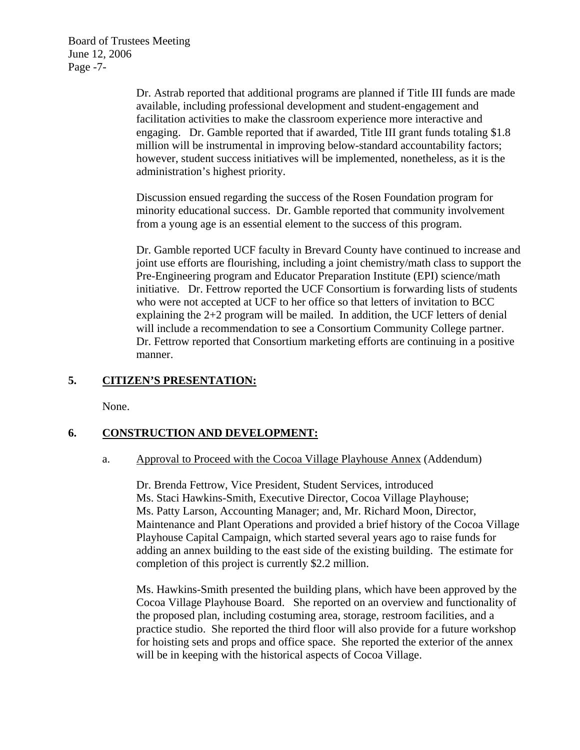Dr. Astrab reported that additional programs are planned if Title III funds are made available, including professional development and student-engagement and facilitation activities to make the classroom experience more interactive and engaging. Dr. Gamble reported that if awarded, Title III grant funds totaling $1.8 million will be instrumental in improving below-standard accountability factors; however, student success initiatives will be implemented, nonetheless, as it is the administration's highest priority.

Discussion ensued regarding the success of the Rosen Foundation program for minority educational success. Dr. Gamble reported that community involvement from a young age is an essential element to the success of this program.

Dr. Gamble reported UCF faculty in Brevard County have continued to increase and joint use efforts are flourishing, including a joint chemistry/math class to support the Pre-Engineering program and Educator Preparation Institute (EPI) science/math initiative. Dr. Fettrow reported the UCF Consortium is forwarding lists of students who were not accepted at UCF to her office so that letters of invitation to BCC explaining the 2+2 program will be mailed. In addition, the UCF letters of denial will include a recommendation to see a Consortium Community College partner. Dr. Fettrow reported that Consortium marketing efforts are continuing in a positive manner.

## 5. CITIZEN'S PRESENTATION:

None.

## 6. CONSTRUCTION AND DEVELOPMENT:

a. Approval to Proceed with the Cocoa Village Playhouse Annex (Addendum)

Dr. Brenda Fettrow, Vice President, Student Services, introduced Ms. Staci Hawkins-Smith, Executive Director, Cocoa Village Playhouse; Ms. Patty Larson, Accounting Manager; and, Mr. Richard Moon, Director, Maintenance and Plant Operations and provided a brief history of the Cocoa Village Playhouse Capital Campaign, which started several years ago to raise funds for adding an annex building to the east side of the existing building. The estimate for completion of this project is currently $2.2 million.

Ms. Hawkins-Smith presented the building plans, which have been approved by the Cocoa Village Playhouse Board. She reported on an overview and functionality of the proposed plan, including costuming area, storage, restroom facilities, and a practice studio. She reported the third floor will also provide for a future workshop for hoisting sets and props and office space. She reported the exterior of the annex will be in keeping with the historical aspects of Cocoa Village.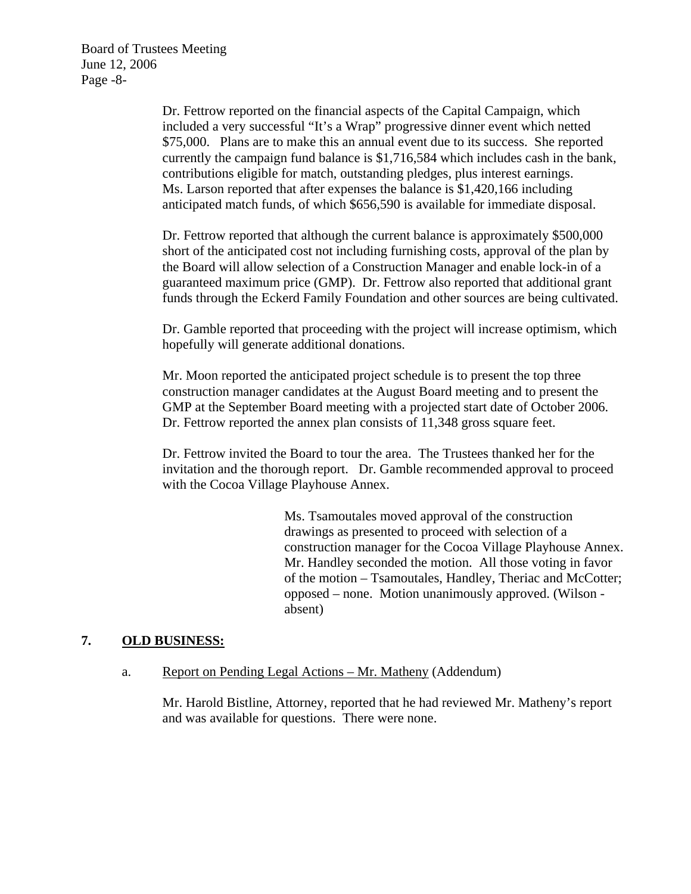Dr. Fettrow reported on the financial aspects of the Capital Campaign, which included a very successful "It's a Wrap" progressive dinner event which netted $75,000. Plans are to make this an annual event due to its success. She reported currently the campaign fund balance is $1,716,584 which includes cash in the bank, contributions eligible for match, outstanding pledges, plus interest earnings. Ms. Larson reported that after expenses the balance is $1,420,166 including anticipated match funds, of which $656,590 is available for immediate disposal.

Dr. Fettrow reported that although the current balance is approximately $500,000 short of the anticipated cost not including furnishing costs, approval of the plan by the Board will allow selection of a Construction Manager and enable lock-in of a guaranteed maximum price (GMP). Dr. Fettrow also reported that additional grant funds through the Eckerd Family Foundation and other sources are being cultivated.

Dr. Gamble reported that proceeding with the project will increase optimism, which hopefully will generate additional donations.

Mr. Moon reported the anticipated project schedule is to present the top three construction manager candidates at the August Board meeting and to present the GMP at the September Board meeting with a projected start date of October 2006. Dr. Fettrow reported the annex plan consists of 11,348 gross square feet.

Dr. Fettrow invited the Board to tour the area. The Trustees thanked her for the invitation and the thorough report. Dr. Gamble recommended approval to proceed with the Cocoa Village Playhouse Annex.

> Ms. Tsamoutales moved approval of the construction drawings as presented to proceed with selection of a construction manager for the Cocoa Village Playhouse Annex. Mr. Handley seconded the motion. All those voting in favor of the motion – Tsamoutales, Handley, Theriac and McCotter; opposed – none. Motion unanimously approved. (Wilson - absent)

## 7. OLD BUSINESS:

a. Report on Pending Legal Actions – Mr. Matheny (Addendum)

Mr. Harold Bistline, Attorney, reported that he had reviewed Mr. Matheny's report and was available for questions. There were none.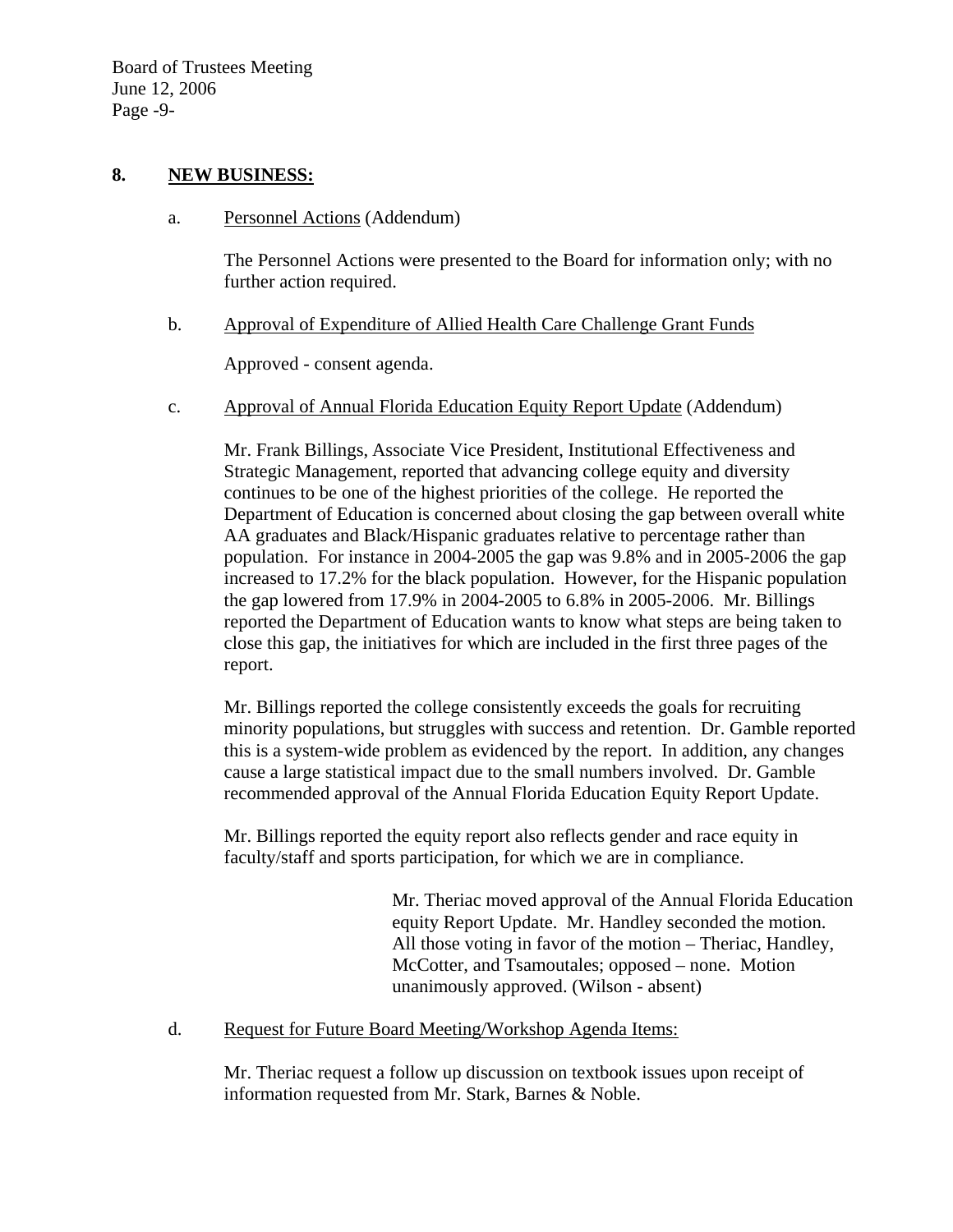## 8. NEW BUSINESS:

a. Personnel Actions (Addendum)

The Personnel Actions were presented to the Board for information only; with no further action required.

b. Approval of Expenditure of Allied Health Care Challenge Grant Funds

Approved - consent agenda.

c. Approval of Annual Florida Education Equity Report Update (Addendum)

Mr. Frank Billings, Associate Vice President, Institutional Effectiveness and Strategic Management, reported that advancing college equity and diversity continues to be one of the highest priorities of the college. He reported the Department of Education is concerned about closing the gap between overall white AA graduates and Black/Hispanic graduates relative to percentage rather than population. For instance in 2004-2005 the gap was 9.8% and in 2005-2006 the gap increased to 17.2% for the black population. However, for the Hispanic population the gap lowered from 17.9% in 2004-2005 to 6.8% in 2005-2006. Mr. Billings reported the Department of Education wants to know what steps are being taken to close this gap, the initiatives for which are included in the first three pages of the report.

Mr. Billings reported the college consistently exceeds the goals for recruiting minority populations, but struggles with success and retention. Dr. Gamble reported this is a system-wide problem as evidenced by the report. In addition, any changes cause a large statistical impact due to the small numbers involved. Dr. Gamble recommended approval of the Annual Florida Education Equity Report Update.

Mr. Billings reported the equity report also reflects gender and race equity in faculty/staff and sports participation, for which we are in compliance.

> Mr. Theriac moved approval of the Annual Florida Education equity Report Update. Mr. Handley seconded the motion. All those voting in favor of the motion – Theriac, Handley, McCotter, and Tsamoutales; opposed – none. Motion unanimously approved. (Wilson - absent)

d. Request for Future Board Meeting/Workshop Agenda Items:

Mr. Theriac request a follow up discussion on textbook issues upon receipt of information requested from Mr. Stark, Barnes & Noble.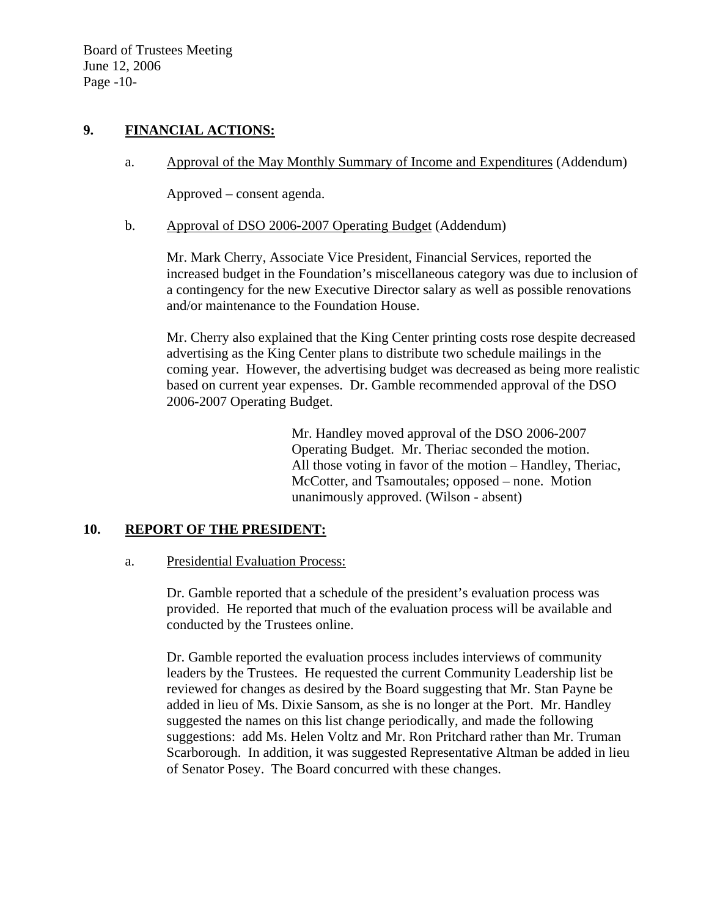## 9. FINANCIAL ACTIONS:

a. Approval of the May Monthly Summary of Income and Expenditures (Addendum)

Approved – consent agenda.

b. Approval of DSO 2006-2007 Operating Budget (Addendum)

Mr. Mark Cherry, Associate Vice President, Financial Services, reported the increased budget in the Foundation's miscellaneous category was due to inclusion of a contingency for the new Executive Director salary as well as possible renovations and/or maintenance to the Foundation House.

Mr. Cherry also explained that the King Center printing costs rose despite decreased advertising as the King Center plans to distribute two schedule mailings in the coming year. However, the advertising budget was decreased as being more realistic based on current year expenses. Dr. Gamble recommended approval of the DSO 2006-2007 Operating Budget.

> Mr. Handley moved approval of the DSO 2006-2007 Operating Budget. Mr. Theriac seconded the motion. All those voting in favor of the motion – Handley, Theriac, McCotter, and Tsamoutales; opposed – none. Motion unanimously approved. (Wilson - absent)

## 10. REPORT OF THE PRESIDENT:

a. Presidential Evaluation Process:

Dr. Gamble reported that a schedule of the president's evaluation process was provided. He reported that much of the evaluation process will be available and conducted by the Trustees online.

Dr. Gamble reported the evaluation process includes interviews of community leaders by the Trustees. He requested the current Community Leadership list be reviewed for changes as desired by the Board suggesting that Mr. Stan Payne be added in lieu of Ms. Dixie Sansom, as she is no longer at the Port. Mr. Handley suggested the names on this list change periodically, and made the following suggestions: add Ms. Helen Voltz and Mr. Ron Pritchard rather than Mr. Truman Scarborough. In addition, it was suggested Representative Altman be added in lieu of Senator Posey. The Board concurred with these changes.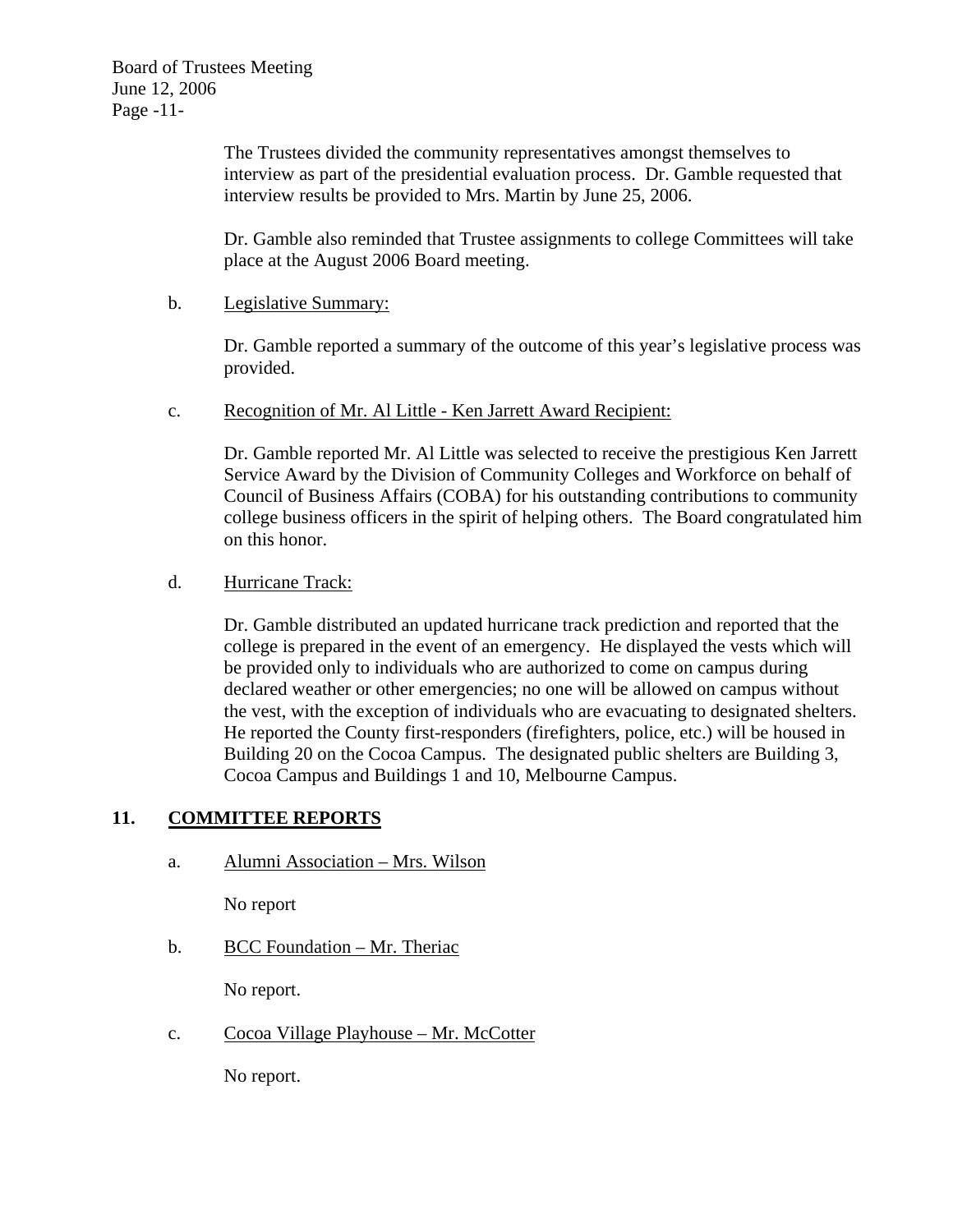The Trustees divided the community representatives amongst themselves to interview as part of the presidential evaluation process. Dr. Gamble requested that interview results be provided to Mrs. Martin by June 25, 2006.

Dr. Gamble also reminded that Trustee assignments to college Committees will take place at the August 2006 Board meeting.

b. Legislative Summary:

Dr. Gamble reported a summary of the outcome of this year's legislative process was provided.

c. Recognition of Mr. Al Little - Ken Jarrett Award Recipient:

Dr. Gamble reported Mr. Al Little was selected to receive the prestigious Ken Jarrett Service Award by the Division of Community Colleges and Workforce on behalf of Council of Business Affairs (COBA) for his outstanding contributions to community college business officers in the spirit of helping others. The Board congratulated him on this honor.

d. Hurricane Track:

Dr. Gamble distributed an updated hurricane track prediction and reported that the college is prepared in the event of an emergency. He displayed the vests which will be provided only to individuals who are authorized to come on campus during declared weather or other emergencies; no one will be allowed on campus without the vest, with the exception of individuals who are evacuating to designated shelters. He reported the County first-responders (firefighters, police, etc.) will be housed in Building 20 on the Cocoa Campus. The designated public shelters are Building 3, Cocoa Campus and Buildings 1 and 10, Melbourne Campus.

## 11. COMMITTEE REPORTS

a. Alumni Association – Mrs. Wilson

No report

b. BCC Foundation – Mr. Theriac

No report.

c. Cocoa Village Playhouse – Mr. McCotter

No report.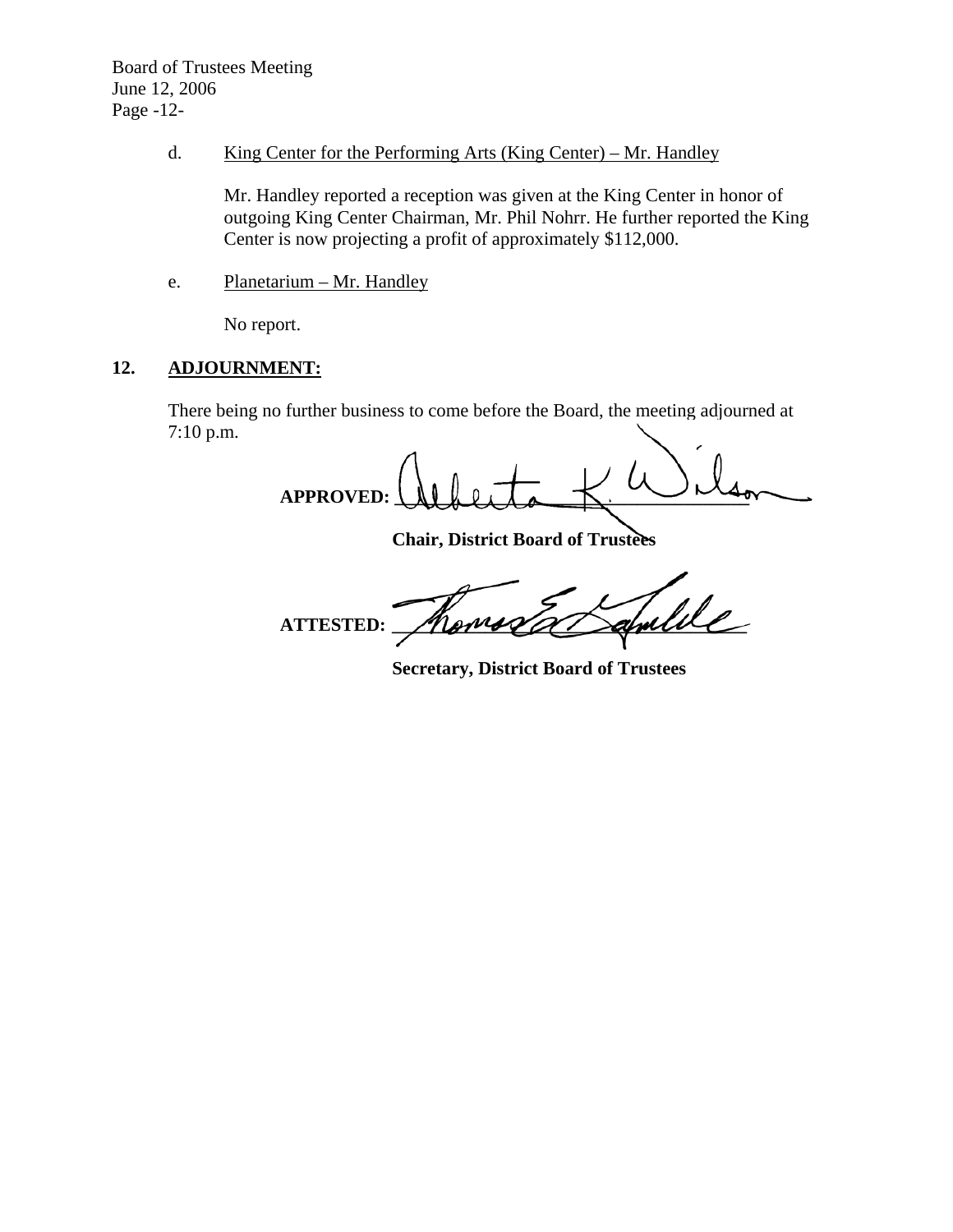d. King Center for the Performing Arts (King Center) – Mr. Handley

Mr. Handley reported a reception was given at the King Center in honor of outgoing King Center Chairman, Mr. Phil Nohrr. He further reported the King Center is now projecting a profit of approximately $112,000.

e. Planetarium – Mr. Handley

No report.

## 12. ADJOURNMENT:

There being no further business to come before the Board, the meeting adjourned at 7:10 p.m.

**APPROVED:** ______________________________

**Chair, District Board of Trustees**

**ATTESTED:** ______________________________

**Secretary, District Board of Trustees**